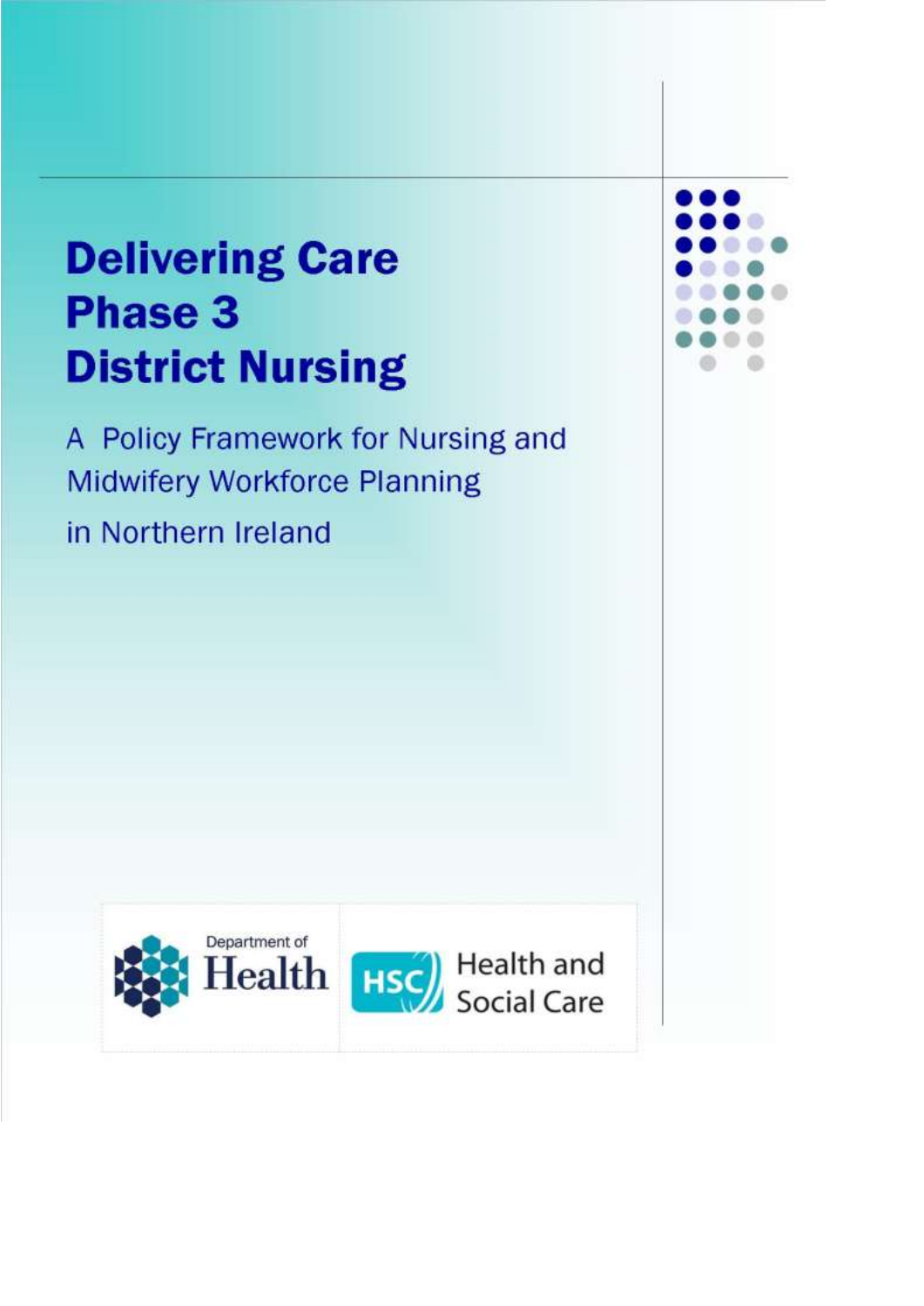# Delivering Care Phase 3 District Nursing

A Policy Framework for Nursing and Midwifery Workforce Planning in Northern Ireland

Department of Health

HSC Health and Social Care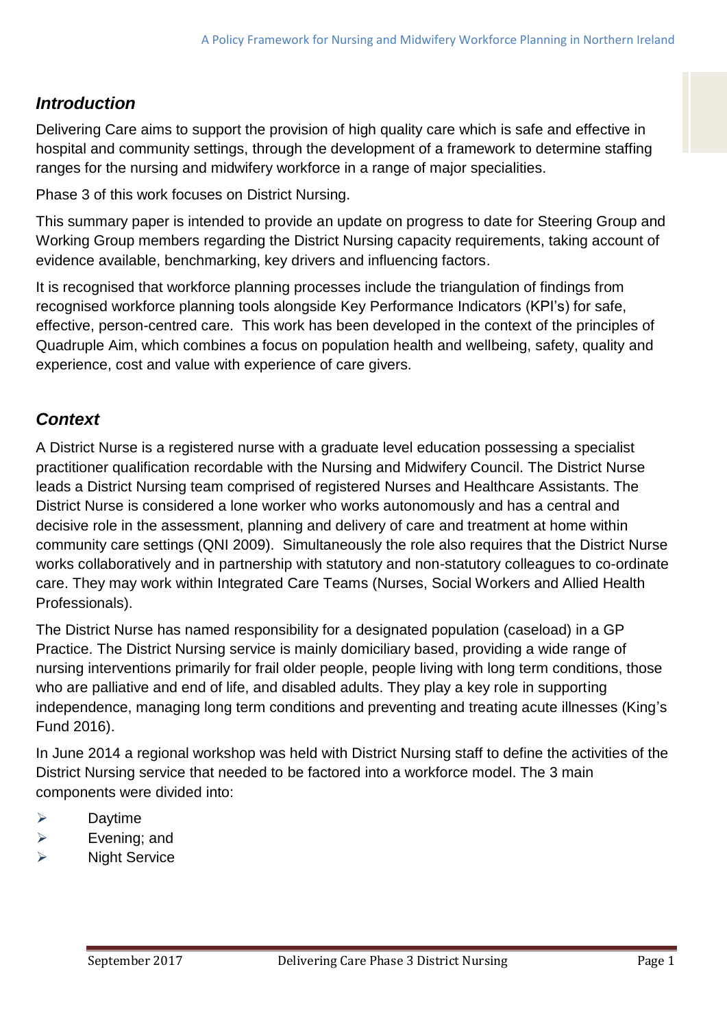## *Introduction*

Delivering Care aims to support the provision of high quality care which is safe and effective in hospital and community settings, through the development of a framework to determine staffing ranges for the nursing and midwifery workforce in a range of major specialities.

Phase 3 of this work focuses on District Nursing.

This summary paper is intended to provide an update on progress to date for Steering Group and Working Group members regarding the District Nursing capacity requirements, taking account of evidence available, benchmarking, key drivers and influencing factors.

It is recognised that workforce planning processes include the triangulation of findings from recognised workforce planning tools alongside Key Performance Indicators (KPI's) for safe, effective, person-centred care. This work has been developed in the context of the principles of Quadruple Aim, which combines a focus on population health and wellbeing, safety, quality and experience, cost and value with experience of care givers.

## *Context*

A District Nurse is a registered nurse with a graduate level education possessing a specialist practitioner qualification recordable with the Nursing and Midwifery Council. The District Nurse leads a District Nursing team comprised of registered Nurses and Healthcare Assistants. The District Nurse is considered a lone worker who works autonomously and has a central and decisive role in the assessment, planning and delivery of care and treatment at home within community care settings (QNI 2009). Simultaneously the role also requires that the District Nurse works collaboratively and in partnership with statutory and non-statutory colleagues to co-ordinate care. They may work within Integrated Care Teams (Nurses, Social Workers and Allied Health Professionals).

The District Nurse has named responsibility for a designated population (caseload) in a GP Practice. The District Nursing service is mainly domiciliary based, providing a wide range of nursing interventions primarily for frail older people, people living with long term conditions, those who are palliative and end of life, and disabled adults. They play a key role in supporting independence, managing long term conditions and preventing and treating acute illnesses (King's Fund 2016).

In June 2014 a regional workshop was held with District Nursing staff to define the activities of the District Nursing service that needed to be factored into a workforce model. The 3 main components were divided into:

- Daytime
- Evening; and
- Night Service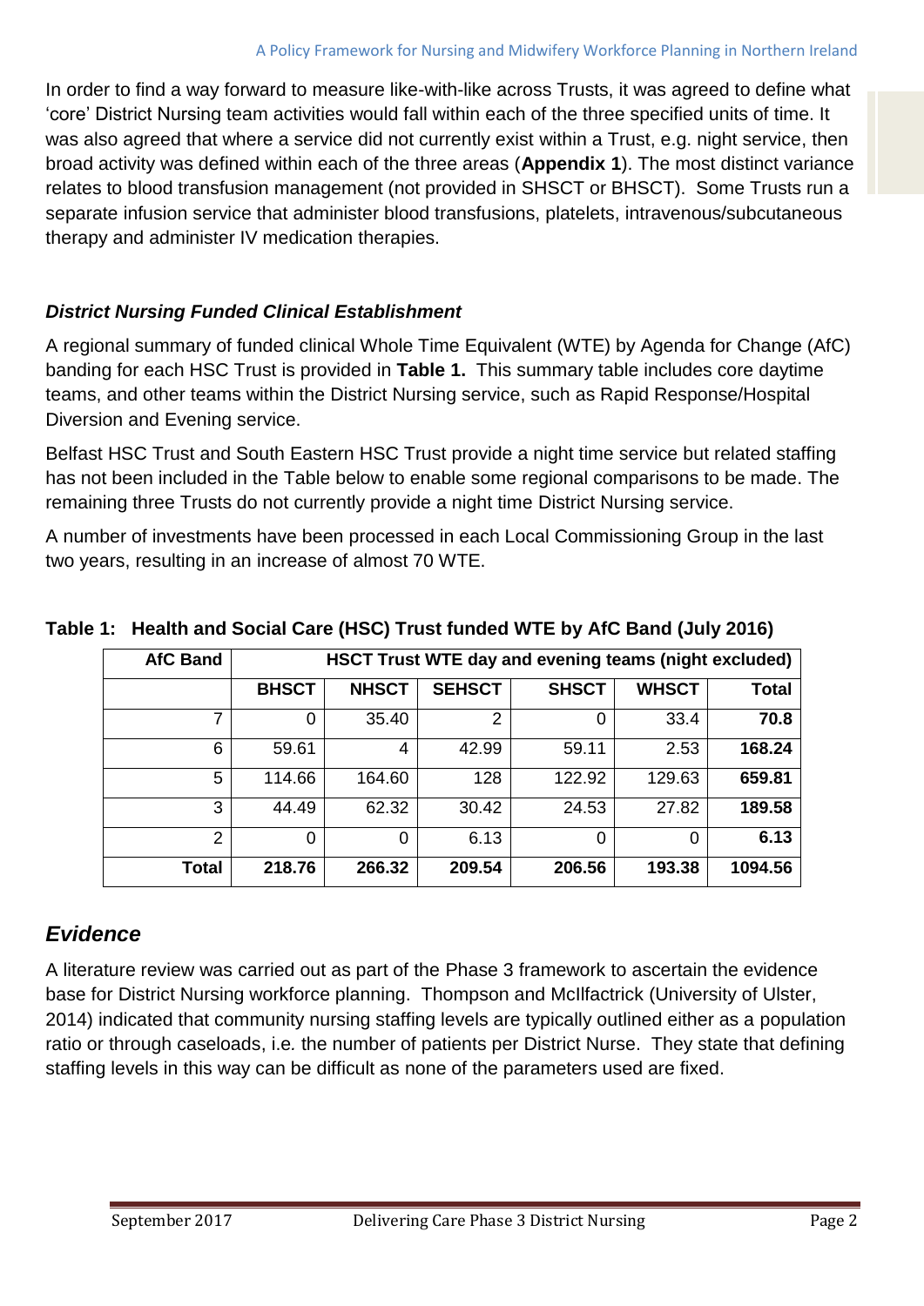In order to find a way forward to measure like-with-like across Trusts, it was agreed to define what 'core' District Nursing team activities would fall within each of the three specified units of time. It was also agreed that where a service did not currently exist within a Trust, e.g. night service, then broad activity was defined within each of the three areas (**Appendix 1**). The most distinct variance relates to blood transfusion management (not provided in SHSCT or BHSCT). Some Trusts run a separate infusion service that administer blood transfusions, platelets, intravenous/subcutaneous therapy and administer IV medication therapies.

### *District Nursing Funded Clinical Establishment*

A regional summary of funded clinical Whole Time Equivalent (WTE) by Agenda for Change (AfC) banding for each HSC Trust is provided in **Table 1.** This summary table includes core daytime teams, and other teams within the District Nursing service, such as Rapid Response/Hospital Diversion and Evening service.

Belfast HSC Trust and South Eastern HSC Trust provide a night time service but related staffing has not been included in the Table below to enable some regional comparisons to be made. The remaining three Trusts do not currently provide a night time District Nursing service.

A number of investments have been processed in each Local Commissioning Group in the last two years, resulting in an increase of almost 70 WTE.

**Table 1: Health and Social Care (HSC) Trust funded WTE by AfC Band (July 2016)**

| AfC Band | HSCT Trust WTE day and evening teams (night excluded) | | | | | |
|---|---|---|---|---|---|---|
| | **BHSCT** | **NHSCT** | **SEHSCT** | **SHSCT** | **WHSCT** | **Total** |
| 7 | 0 | 35.40 | 2 | 0 | 33.4 | **70.8** |
| 6 | 59.61 | 4 | 42.99 | 59.11 | 2.53 | **168.24** |
| 5 | 114.66 | 164.60 | 128 | 122.92 | 129.63 | **659.81** |
| 3 | 44.49 | 62.32 | 30.42 | 24.53 | 27.82 | **189.58** |
| 2 | 0 | 0 | 6.13 | 0 | 0 | **6.13** |
| **Total** | **218.76** | **266.32** | **209.54** | **206.56** | **193.38** | **1094.56** |

## *Evidence*

A literature review was carried out as part of the Phase 3 framework to ascertain the evidence base for District Nursing workforce planning. Thompson and McIlfactrick (University of Ulster, 2014) indicated that community nursing staffing levels are typically outlined either as a population ratio or through caseloads, i.e. the number of patients per District Nurse. They state that defining staffing levels in this way can be difficult as none of the parameters used are fixed.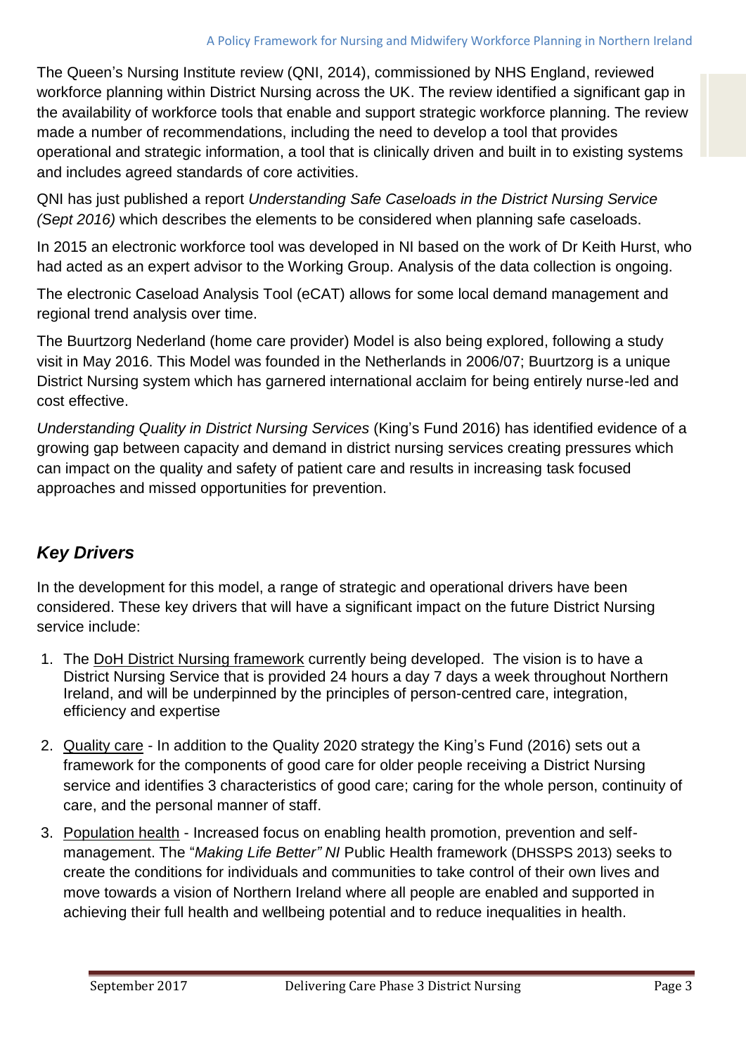The Queen's Nursing Institute review (QNI, 2014), commissioned by NHS England, reviewed workforce planning within District Nursing across the UK. The review identified a significant gap in the availability of workforce tools that enable and support strategic workforce planning. The review made a number of recommendations, including the need to develop a tool that provides operational and strategic information, a tool that is clinically driven and built in to existing systems and includes agreed standards of core activities.

QNI has just published a report *Understanding Safe Caseloads in the District Nursing Service (Sept 2016)* which describes the elements to be considered when planning safe caseloads.

In 2015 an electronic workforce tool was developed in NI based on the work of Dr Keith Hurst, who had acted as an expert advisor to the Working Group. Analysis of the data collection is ongoing.

The electronic Caseload Analysis Tool (eCAT) allows for some local demand management and regional trend analysis over time.

The Buurtzorg Nederland (home care provider) Model is also being explored, following a study visit in May 2016. This Model was founded in the Netherlands in 2006/07; Buurtzorg is a unique District Nursing system which has garnered international acclaim for being entirely nurse-led and cost effective.

*Understanding Quality in District Nursing Services* (King's Fund 2016) has identified evidence of a growing gap between capacity and demand in district nursing services creating pressures which can impact on the quality and safety of patient care and results in increasing task focused approaches and missed opportunities for prevention.

## *Key Drivers*

In the development for this model, a range of strategic and operational drivers have been considered. These key drivers that will have a significant impact on the future District Nursing service include:

1. The DoH District Nursing framework currently being developed. The vision is to have a District Nursing Service that is provided 24 hours a day 7 days a week throughout Northern Ireland, and will be underpinned by the principles of person-centred care, integration, efficiency and expertise
2. Quality care - In addition to the Quality 2020 strategy the King's Fund (2016) sets out a framework for the components of good care for older people receiving a District Nursing service and identifies 3 characteristics of good care; caring for the whole person, continuity of care, and the personal manner of staff.
3. Population health - Increased focus on enabling health promotion, prevention and self-management. The "*Making Life Better" NI* Public Health framework (DHSSPS 2013) seeks to create the conditions for individuals and communities to take control of their own lives and move towards a vision of Northern Ireland where all people are enabled and supported in achieving their full health and wellbeing potential and to reduce inequalities in health.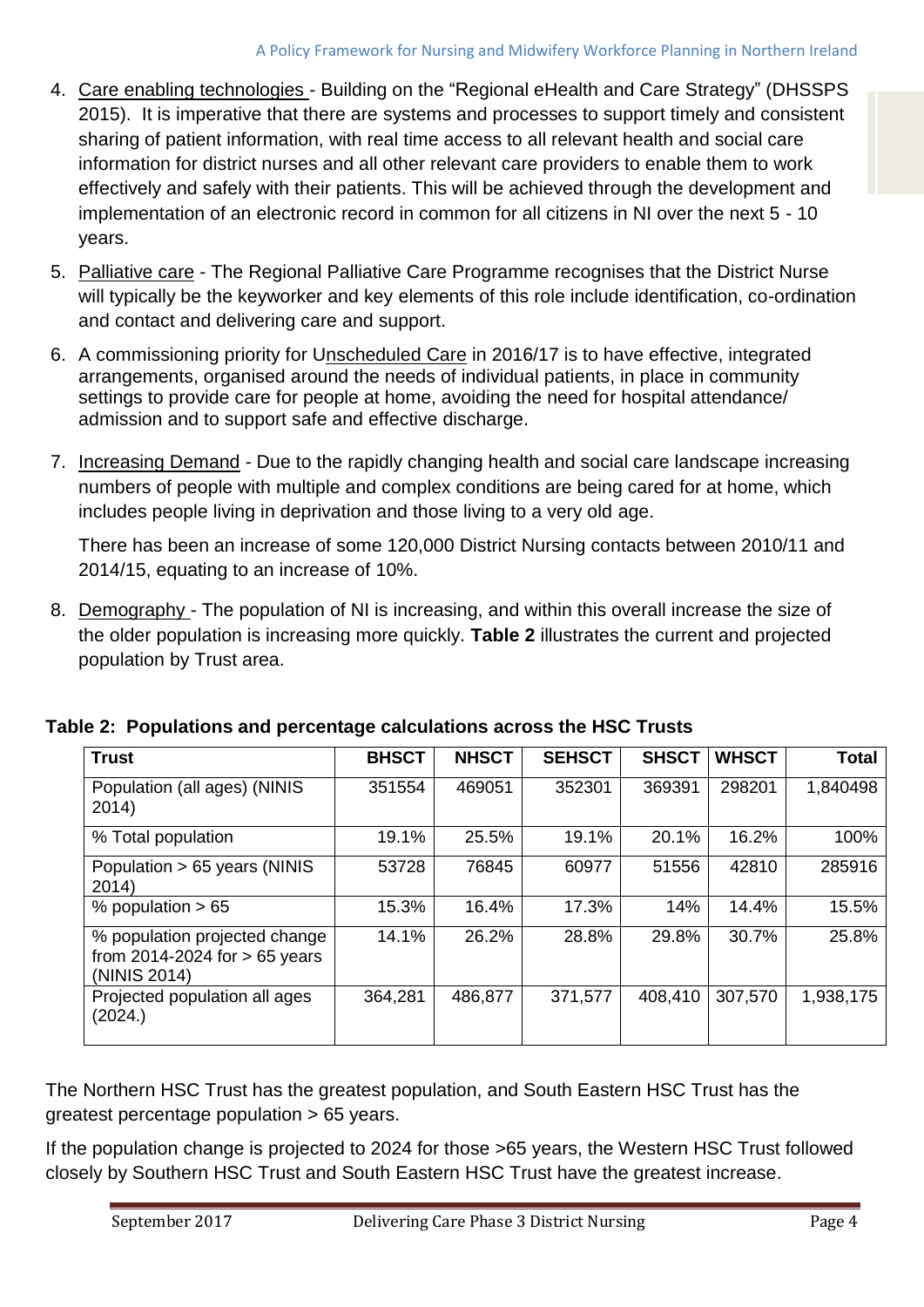4. <u>Care enabling technologies</u> - Building on the "Regional eHealth and Care Strategy" (DHSSPS 2015). It is imperative that there are systems and processes to support timely and consistent sharing of patient information, with real time access to all relevant health and social care information for district nurses and all other relevant care providers to enable them to work effectively and safely with their patients. This will be achieved through the development and implementation of an electronic record in common for all citizens in NI over the next 5 - 10 years.

5. <u>Palliative care</u> - The Regional Palliative Care Programme recognises that the District Nurse will typically be the keyworker and key elements of this role include identification, co-ordination and contact and delivering care and support.

6. A commissioning priority for U<u>nscheduled Care</u> in 2016/17 is to have effective, integrated arrangements, organised around the needs of individual patients, in place in community settings to provide care for people at home, avoiding the need for hospital attendance/ admission and to support safe and effective discharge.

7. <u>Increasing Demand</u> - Due to the rapidly changing health and social care landscape increasing numbers of people with multiple and complex conditions are being cared for at home, which includes people living in deprivation and those living to a very old age.

   There has been an increase of some 120,000 District Nursing contacts between 2010/11 and 2014/15, equating to an increase of 10%.

8. <u>Demography</u> - The population of NI is increasing, and within this overall increase the size of the older population is increasing more quickly. **Table 2** illustrates the current and projected population by Trust area.

**Table 2: Populations and percentage calculations across the HSC Trusts**

| Trust | BHSCT | NHSCT | SEHSCT | SHSCT | WHSCT | Total |
|---|---|---|---|---|---|---|
| Population (all ages) (NINIS 2014) | 351554 | 469051 | 352301 | 369391 | 298201 | 1,840498 |
| % Total population | 19.1% | 25.5% | 19.1% | 20.1% | 16.2% | 100% |
| Population > 65 years (NINIS 2014) | 53728 | 76845 | 60977 | 51556 | 42810 | 285916 |
| % population > 65 | 15.3% | 16.4% | 17.3% | 14% | 14.4% | 15.5% |
| % population projected change from 2014-2024 for > 65 years (NINIS 2014) | 14.1% | 26.2% | 28.8% | 29.8% | 30.7% | 25.8% |
| Projected population all ages (2024.) | 364,281 | 486,877 | 371,577 | 408,410 | 307,570 | 1,938,175 |

The Northern HSC Trust has the greatest population, and South Eastern HSC Trust has the greatest percentage population > 65 years.

If the population change is projected to 2024 for those >65 years, the Western HSC Trust followed closely by Southern HSC Trust and South Eastern HSC Trust have the greatest increase.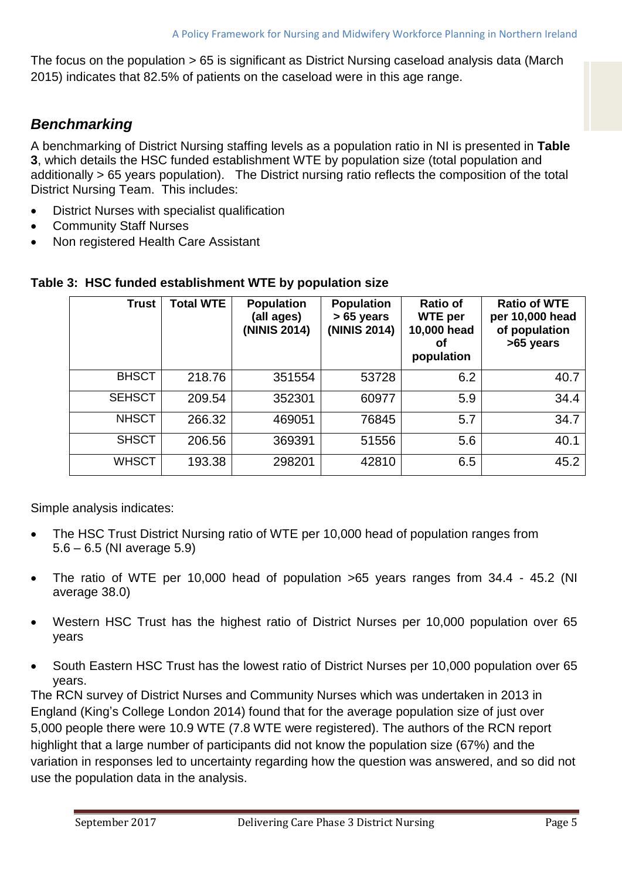The focus on the population > 65 is significant as District Nursing caseload analysis data (March 2015) indicates that 82.5% of patients on the caseload were in this age range.

## *Benchmarking*

A benchmarking of District Nursing staffing levels as a population ratio in NI is presented in **Table 3**, which details the HSC funded establishment WTE by population size (total population and additionally > 65 years population). The District nursing ratio reflects the composition of the total District Nursing Team. This includes:

- District Nurses with specialist qualification
- Community Staff Nurses
- Non registered Health Care Assistant

**Table 3: HSC funded establishment WTE by population size**

| Trust | Total WTE | Population (all ages) (NINIS 2014) | Population > 65 years (NINIS 2014) | Ratio of WTE per 10,000 head of population | Ratio of WTE per 10,000 head of population >65 years |
|---|---|---|---|---|---|
| BHSCT | 218.76 | 351554 | 53728 | 6.2 | 40.7 |
| SEHSCT | 209.54 | 352301 | 60977 | 5.9 | 34.4 |
| NHSCT | 266.32 | 469051 | 76845 | 5.7 | 34.7 |
| SHSCT | 206.56 | 369391 | 51556 | 5.6 | 40.1 |
| WHSCT | 193.38 | 298201 | 42810 | 6.5 | 45.2 |

Simple analysis indicates:

- The HSC Trust District Nursing ratio of WTE per 10,000 head of population ranges from 5.6 – 6.5 (NI average 5.9)
- The ratio of WTE per 10,000 head of population >65 years ranges from 34.4 - 45.2 (NI average 38.0)
- Western HSC Trust has the highest ratio of District Nurses per 10,000 population over 65 years
- South Eastern HSC Trust has the lowest ratio of District Nurses per 10,000 population over 65 years.

The RCN survey of District Nurses and Community Nurses which was undertaken in 2013 in England (King's College London 2014) found that for the average population size of just over 5,000 people there were 10.9 WTE (7.8 WTE were registered). The authors of the RCN report highlight that a large number of participants did not know the population size (67%) and the variation in responses led to uncertainty regarding how the question was answered, and so did not use the population data in the analysis.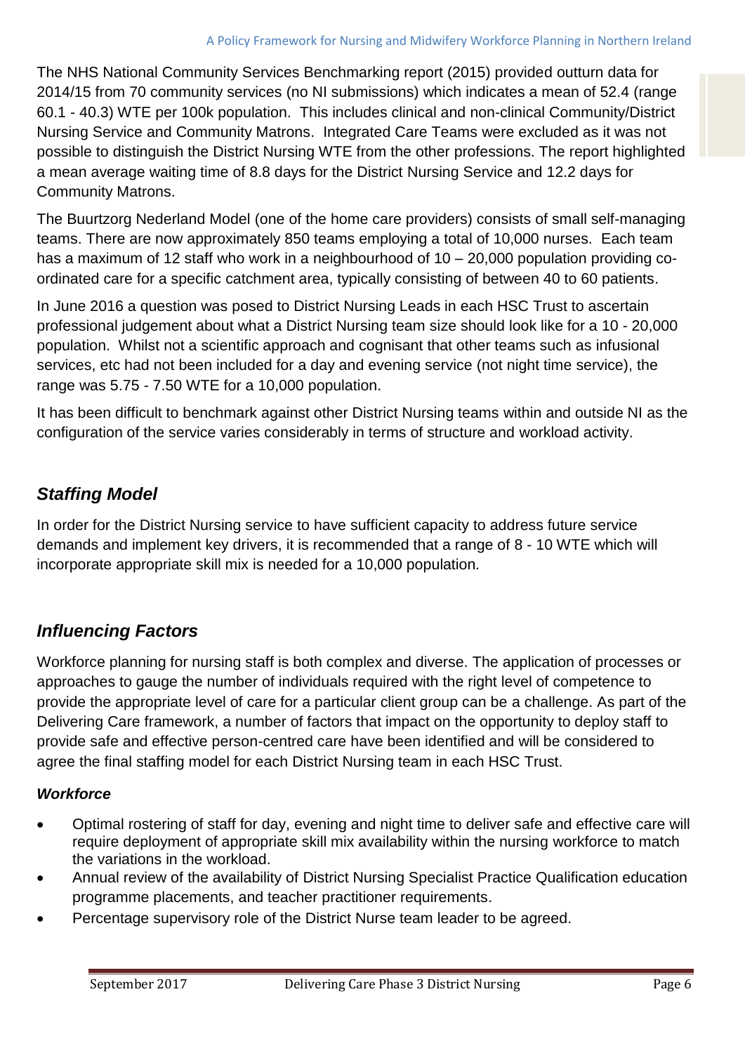The NHS National Community Services Benchmarking report (2015) provided outturn data for 2014/15 from 70 community services (no NI submissions) which indicates a mean of 52.4 (range 60.1 - 40.3) WTE per 100k population. This includes clinical and non-clinical Community/District Nursing Service and Community Matrons. Integrated Care Teams were excluded as it was not possible to distinguish the District Nursing WTE from the other professions. The report highlighted a mean average waiting time of 8.8 days for the District Nursing Service and 12.2 days for Community Matrons.

The Buurtzorg Nederland Model (one of the home care providers) consists of small self-managing teams. There are now approximately 850 teams employing a total of 10,000 nurses. Each team has a maximum of 12 staff who work in a neighbourhood of 10 – 20,000 population providing co-ordinated care for a specific catchment area, typically consisting of between 40 to 60 patients.

In June 2016 a question was posed to District Nursing Leads in each HSC Trust to ascertain professional judgement about what a District Nursing team size should look like for a 10 - 20,000 population. Whilst not a scientific approach and cognisant that other teams such as infusional services, etc had not been included for a day and evening service (not night time service), the range was 5.75 - 7.50 WTE for a 10,000 population.

It has been difficult to benchmark against other District Nursing teams within and outside NI as the configuration of the service varies considerably in terms of structure and workload activity.

## *Staffing Model*

In order for the District Nursing service to have sufficient capacity to address future service demands and implement key drivers, it is recommended that a range of 8 - 10 WTE which will incorporate appropriate skill mix is needed for a 10,000 population.

## *Influencing Factors*

Workforce planning for nursing staff is both complex and diverse. The application of processes or approaches to gauge the number of individuals required with the right level of competence to provide the appropriate level of care for a particular client group can be a challenge. As part of the Delivering Care framework, a number of factors that impact on the opportunity to deploy staff to provide safe and effective person-centred care have been identified and will be considered to agree the final staffing model for each District Nursing team in each HSC Trust.

### *Workforce*

- Optimal rostering of staff for day, evening and night time to deliver safe and effective care will require deployment of appropriate skill mix availability within the nursing workforce to match the variations in the workload.
- Annual review of the availability of District Nursing Specialist Practice Qualification education programme placements, and teacher practitioner requirements.
- Percentage supervisory role of the District Nurse team leader to be agreed.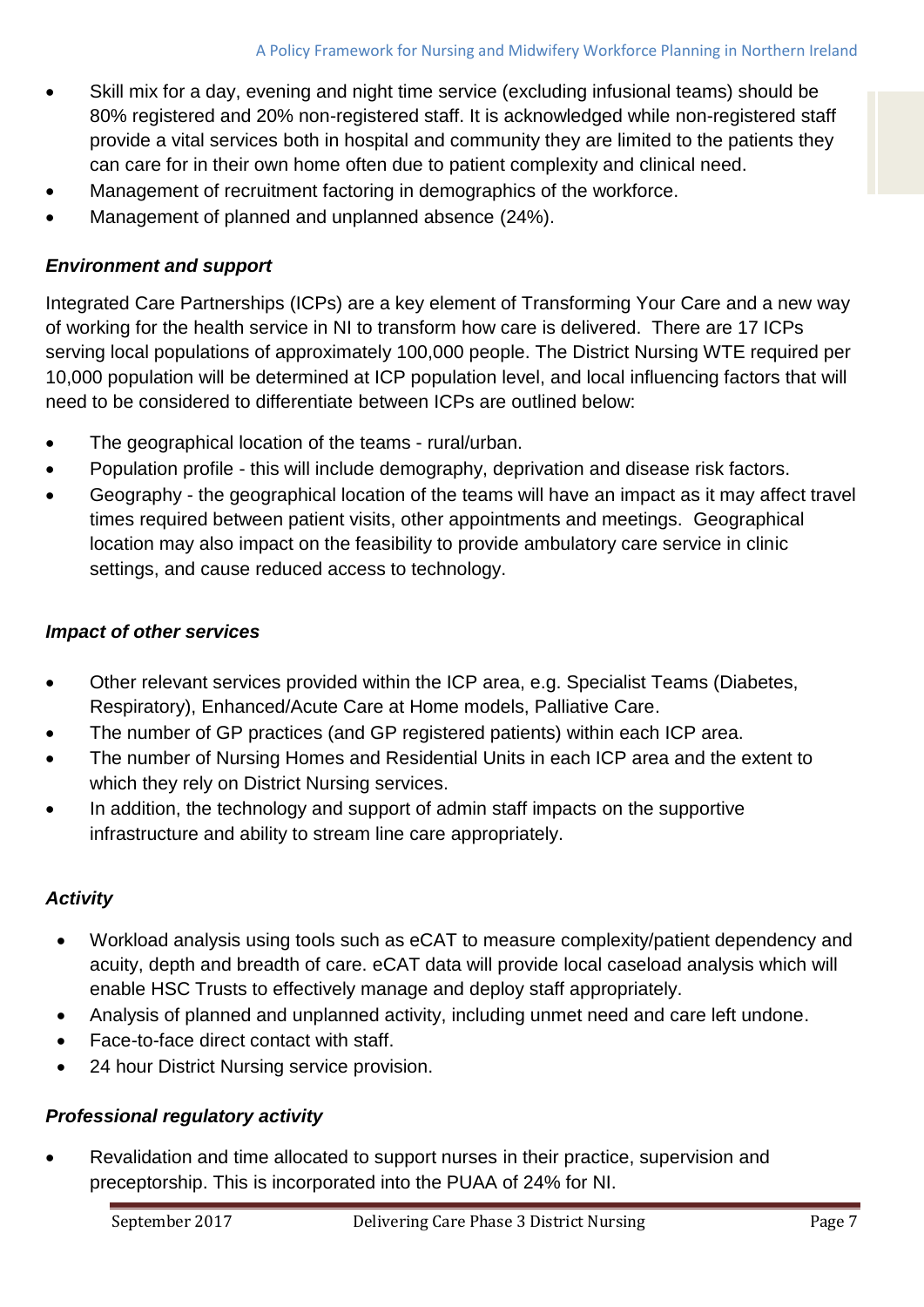- Skill mix for a day, evening and night time service (excluding infusional teams) should be 80% registered and 20% non-registered staff. It is acknowledged while non-registered staff provide a vital services both in hospital and community they are limited to the patients they can care for in their own home often due to patient complexity and clinical need.
- Management of recruitment factoring in demographics of the workforce.
- Management of planned and unplanned absence (24%).

***Environment and support***

Integrated Care Partnerships (ICPs) are a key element of Transforming Your Care and a new way of working for the health service in NI to transform how care is delivered. There are 17 ICPs serving local populations of approximately 100,000 people. The District Nursing WTE required per 10,000 population will be determined at ICP population level, and local influencing factors that will need to be considered to differentiate between ICPs are outlined below:

- The geographical location of the teams - rural/urban.
- Population profile - this will include demography, deprivation and disease risk factors.
- Geography - the geographical location of the teams will have an impact as it may affect travel times required between patient visits, other appointments and meetings. Geographical location may also impact on the feasibility to provide ambulatory care service in clinic settings, and cause reduced access to technology.

***Impact of other services***

- Other relevant services provided within the ICP area, e.g. Specialist Teams (Diabetes, Respiratory), Enhanced/Acute Care at Home models, Palliative Care.
- The number of GP practices (and GP registered patients) within each ICP area.
- The number of Nursing Homes and Residential Units in each ICP area and the extent to which they rely on District Nursing services.
- In addition, the technology and support of admin staff impacts on the supportive infrastructure and ability to stream line care appropriately.

***Activity***

- Workload analysis using tools such as eCAT to measure complexity/patient dependency and acuity, depth and breadth of care. eCAT data will provide local caseload analysis which will enable HSC Trusts to effectively manage and deploy staff appropriately.
- Analysis of planned and unplanned activity, including unmet need and care left undone.
- Face-to-face direct contact with staff.
- 24 hour District Nursing service provision.

***Professional regulatory activity***

- Revalidation and time allocated to support nurses in their practice, supervision and preceptorship. This is incorporated into the PUAA of 24% for NI.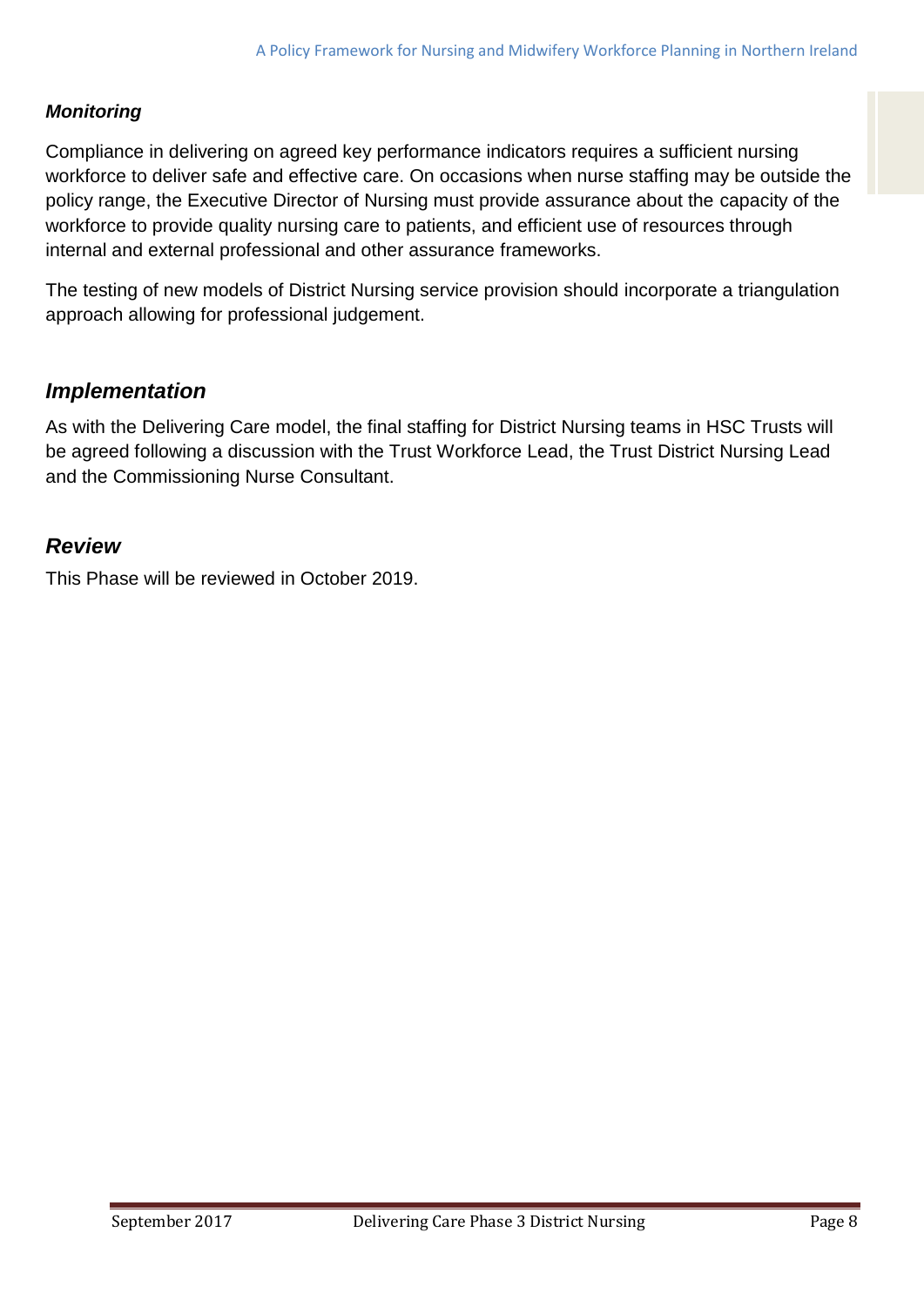### *Monitoring*

Compliance in delivering on agreed key performance indicators requires a sufficient nursing workforce to deliver safe and effective care. On occasions when nurse staffing may be outside the policy range, the Executive Director of Nursing must provide assurance about the capacity of the workforce to provide quality nursing care to patients, and efficient use of resources through internal and external professional and other assurance frameworks.

The testing of new models of District Nursing service provision should incorporate a triangulation approach allowing for professional judgement.

## *Implementation*

As with the Delivering Care model, the final staffing for District Nursing teams in HSC Trusts will be agreed following a discussion with the Trust Workforce Lead, the Trust District Nursing Lead and the Commissioning Nurse Consultant.

## *Review*

This Phase will be reviewed in October 2019.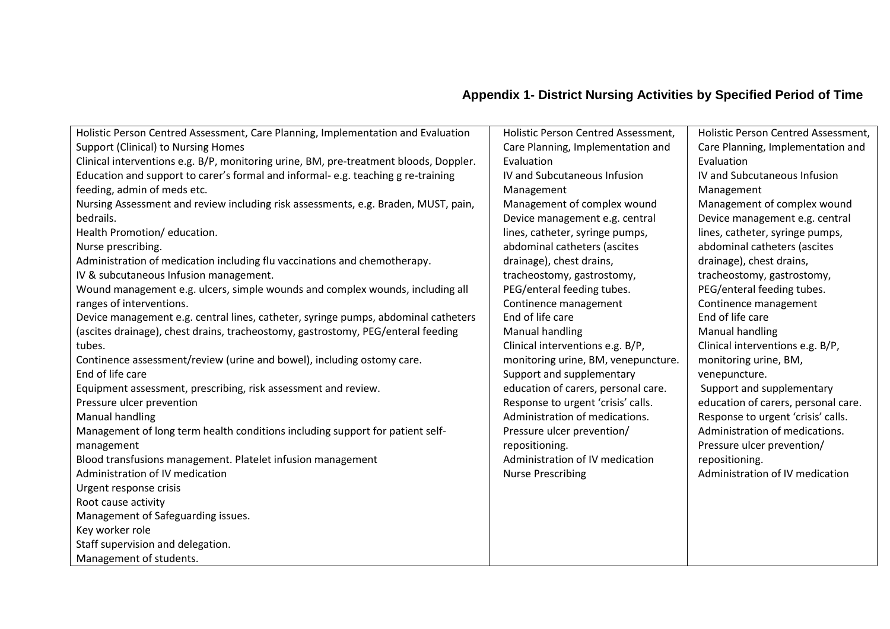## Appendix 1- District Nursing Activities by Specified Period of Time

| | | |
|---|---|---|
| Holistic Person Centred Assessment, Care Planning, Implementation and Evaluation<br>Support (Clinical) to Nursing Homes<br>Clinical interventions e.g. B/P, monitoring urine, BM, pre-treatment bloods, Doppler.<br>Education and support to carer's formal and informal- e.g. teaching g re-training feeding, admin of meds etc.<br>Nursing Assessment and review including risk assessments, e.g. Braden, MUST, pain, bedrails.<br>Health Promotion/ education.<br>Nurse prescribing.<br>Administration of medication including flu vaccinations and chemotherapy.<br>IV & subcutaneous Infusion management.<br>Wound management e.g. ulcers, simple wounds and complex wounds, including all ranges of interventions.<br>Device management e.g. central lines, catheter, syringe pumps, abdominal catheters (ascites drainage), chest drains, tracheostomy, gastrostomy, PEG/enteral feeding tubes.<br>Continence assessment/review (urine and bowel), including ostomy care.<br>End of life care<br>Equipment assessment, prescribing, risk assessment and review.<br>Pressure ulcer prevention<br>Manual handling<br>Management of long term health conditions including support for patient self-management<br>Blood transfusions management. Platelet infusion management<br>Administration of IV medication<br>Urgent response crisis<br>Root cause activity<br>Management of Safeguarding issues.<br>Key worker role<br>Staff supervision and delegation.<br>Management of students. | Holistic Person Centred Assessment, Care Planning, Implementation and Evaluation<br>IV and Subcutaneous Infusion Management<br>Management of complex wound<br>Device management e.g. central lines, catheter, syringe pumps, abdominal catheters (ascites drainage), chest drains, tracheostomy, gastrostomy, PEG/enteral feeding tubes.<br>Continence management<br>End of life care<br>Manual handling<br>Clinical interventions e.g. B/P, monitoring urine, BM, venepuncture.<br>Support and supplementary education of carers, personal care.<br>Response to urgent 'crisis' calls.<br>Administration of medications.<br>Pressure ulcer prevention/ repositioning.<br>Administration of IV medication<br>Nurse Prescribing | Holistic Person Centred Assessment, Care Planning, Implementation and Evaluation<br>IV and Subcutaneous Infusion Management<br>Management of complex wound<br>Device management e.g. central lines, catheter, syringe pumps, abdominal catheters (ascites drainage), chest drains, tracheostomy, gastrostomy, PEG/enteral feeding tubes.<br>Continence management<br>End of life care<br>Manual handling<br>Clinical interventions e.g. B/P, monitoring urine, BM, venepuncture.<br>Support and supplementary education of carers, personal care.<br>Response to urgent 'crisis' calls.<br>Administration of medications.<br>Pressure ulcer prevention/ repositioning.<br>Administration of IV medication |